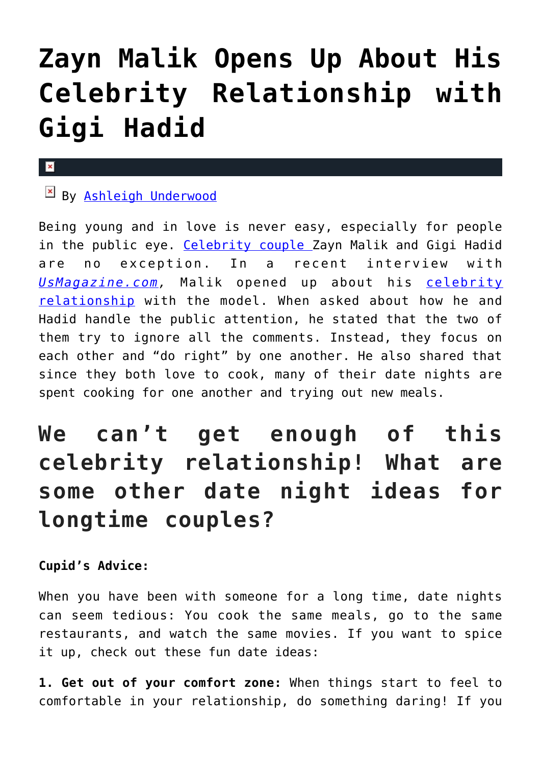# Zayn Malik Opens Up About His Celebrity Relationship with Gigi Hadid

By Ashleigh Underwood

Being young and in love is never easy, especially for people in the public eye. Celebrity couple Zayn Malik and Gigi Hadid are no exception. In a recent interview with *UsMagazine.com*, Malik opened up about his celebrity relationship with the model. When asked about how he and Hadid handle the public attention, he stated that the two of them try to ignore all the comments. Instead, they focus on each other and "do right" by one another. He also shared that since they both love to cook, many of their date nights are spent cooking for one another and trying out new meals.

## We can't get enough of this celebrity relationship! What are some other date night ideas for longtime couples?

**Cupid's Advice:**

When you have been with someone for a long time, date nights can seem tedious: You cook the same meals, go to the same restaurants, and watch the same movies. If you want to spice it up, check out these fun date ideas:

**1. Get out of your comfort zone:** When things start to feel to comfortable in your relationship, do something daring! If you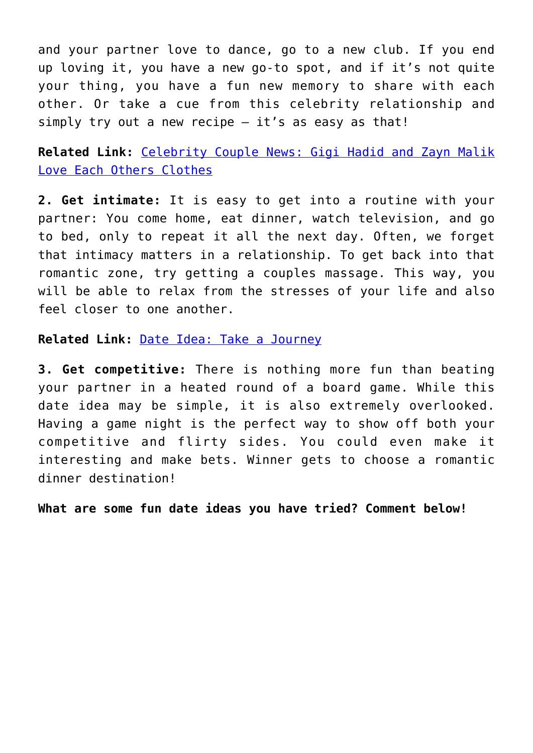and your partner love to dance, go to a new club. If you end up loving it, you have a new go-to spot, and if it's not quite your thing, you have a fun new memory to share with each other. Or take a cue from this celebrity relationship and simply try out a new recipe – it's as easy as that!

**Related Link:** Celebrity Couple News: Gigi Hadid and Zayn Malik Love Each Others Clothes

**2. Get intimate:** It is easy to get into a routine with your partner: You come home, eat dinner, watch television, and go to bed, only to repeat it all the next day. Often, we forget that intimacy matters in a relationship. To get back into that romantic zone, try getting a couples massage. This way, you will be able to relax from the stresses of your life and also feel closer to one another.

**Related Link:** Date Idea: Take a Journey

**3. Get competitive:** There is nothing more fun than beating your partner in a heated round of a board game. While this date idea may be simple, it is also extremely overlooked. Having a game night is the perfect way to show off both your competitive and flirty sides. You could even make it interesting and make bets. Winner gets to choose a romantic dinner destination!

**What are some fun date ideas you have tried? Comment below!**